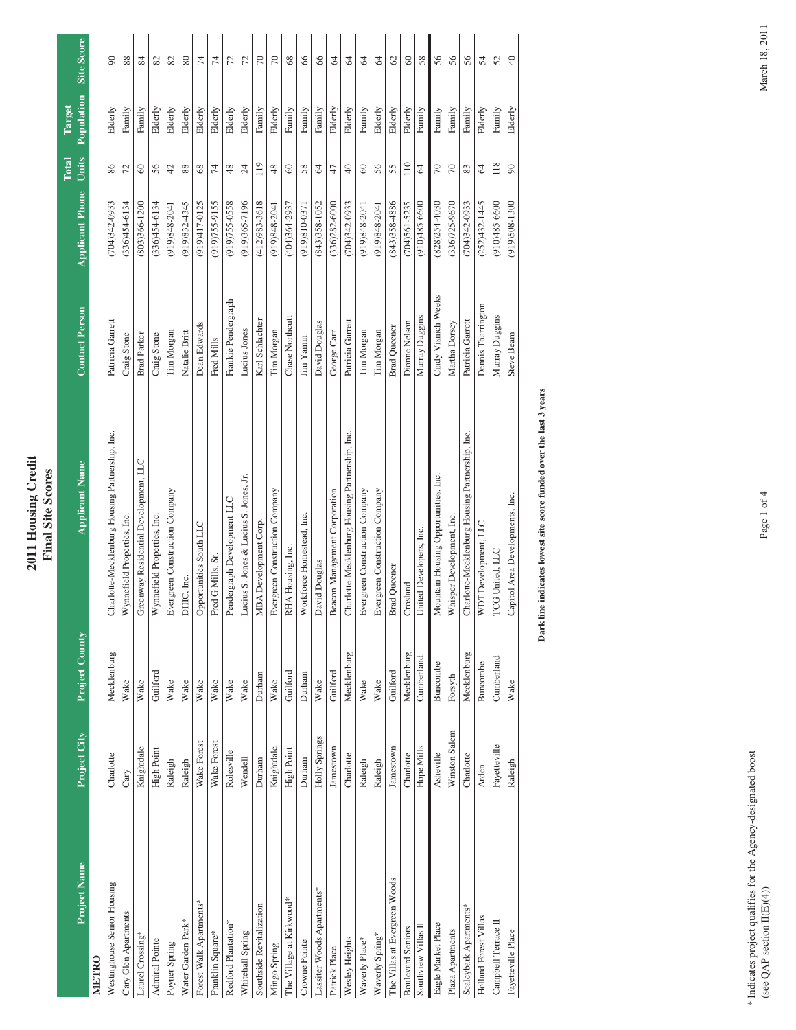# 2011 Housing Credit
## Final Site Scores

| Project Name | Project City | Project County | Applicant Name | Contact Person | Applicant Phone | Total Units | Target Population | Site Score |
|---|---|---|---|---|---|---|---|---|
| **METRO** | | | | | | | | |
| Westinghouse Senior Housing | Charlotte | Mecklenburg | Charlotte-Mecklenburg Housing Partnership, Inc. | Patricia Garrett | (704)342-0933 | 86 | Elderly | 90 |
| Cary Glen Apartments | Cary | Wake | Wynnefield Properties, Inc. | Craig Stone | (336)454-6134 | 72 | Family | 88 |
| Laurel Crossing* | Knightdale | Wake | Greenway Residential Development, LLC | Brad Parker | (803)366-1200 | 60 | Family | 84 |
| Admiral Pointe | High Point | Guilford | Wynnefield Properties, Inc. | Craig Stone | (336)454-6134 | 56 | Elderly | 82 |
| Poyner Spring | Raleigh | Wake | Evergreen Construction Company | Tim Morgan | (919)848-2041 | 42 | Elderly | 82 |
| Water Garden Park* | Raleigh | Wake | DHIC, Inc. | Natalie Britt | (919)832-4345 | 88 | Elderly | 80 |
| Forest Walk Apartments* | Wake Forest | Wake | Opportunities South LLC | Dean Edwards | (919)417-0125 | 68 | Elderly | 74 |
| Franklin Square* | Wake Forest | Wake | Fred G Mills, Sr. | Fred Mills | (919)755-9155 | 74 | Elderly | 74 |
| Redford Plantation* | Rolesville | Wake | Pendergraph Development LLC | Frankie Pendergraph | (919)755-0558 | 48 | Elderly | 72 |
| Whitehall Spring | Wendell | Wake | Lucius S. Jones & Lucius S. Jones, Jr. | Lucius Jones | (919)365-7196 | 24 | Elderly | 72 |
| Southside Revitalization | Durham | Durham | MBA Development Corp. | Karl Schlachter | (412)983-3618 | 119 | Family | 70 |
| Mingo Spring | Knightdale | Wake | Evergreen Construction Company | Tim Morgan | (919)848-2041 | 48 | Elderly | 70 |
| The Village at Kirkwood* | High Point | Guilford | RHA Housing, Inc. | Chase Northcutt | (404)364-2937 | 60 | Family | 68 |
| Crowne Pointe | Durham | Durham | Workforce Homestead, Inc. | Jim Yamin | (919)810-0371 | 58 | Family | 66 |
| Lassiter Woods Apartments* | Holly Springs | Wake | David Douglas | David Douglas | (843)358-1052 | 64 | Family | 66 |
| Patrick Place | Jamestown | Guilford | Beacon Management Corporation | George Carr | (336)282-6000 | 47 | Elderly | 64 |
| Wesley Heights | Charlotte | Mecklenburg | Charlotte-Mecklenburg Housing Partnership, Inc. | Patricia Garrett | (704)342-0933 | 40 | Elderly | 64 |
| Waverly Place* | Raleigh | Wake | Evergreen Construction Company | Tim Morgan | (919)848-2041 | 60 | Family | 64 |
| Waverly Spring* | Raleigh | Wake | Evergreen Construction Company | Tim Morgan | (919)848-2041 | 56 | Elderly | 64 |
| The Villas at Evergreen Woods | Jamestown | Guilford | Brad Queener | Brad Queener | (843)358-4886 | 55 | Elderly | 62 |
| Boulevard Seniors | Charlotte | Mecklenburg | Crosland | Dionne Nelson | (704)561-5235 | 110 | Elderly | 60 |
| Southview Villas II | Hope Mills | Cumberland | United Developers, Inc. | Murray Duggins | (910)485-6600 | 64 | Family | 58 |
| Eagle Market Place | Asheville | Buncombe | Mountain Housing Opportunities, Inc. | Cindy Visnich Weeks | (828)254-4030 | 70 | Family | 56 |
| Plaza Apartments | Winston Salem | Forsyth | Whisper Development, Inc. | Martha Dorsey | (336)725-9670 | 70 | Family | 56 |
| Scaleybark Apartments* | Charlotte | Mecklenburg | Charlotte-Mecklenburg Housing Partnership, Inc. | Patricia Garrett | (704)342-0933 | 83 | Family | 56 |
| Holland Forest Villas | Arden | Buncombe | WDT Development, LLC | Dennis Tharrington | (252)432-1445 | 64 | Elderly | 54 |
| Campbell Terrace II | Fayetteville | Cumberland | TCG United, LLC | Murray Duggins | (910)485-6600 | 118 | Family | 52 |
| Fayetteville Place | Raleigh | Wake | Capitol Area Developments, Inc. | Steve Beam | (919)508-1300 | 90 | Elderly | 40 |

**Dark line indicates lowest site score funded over the last 3 years**

\* Indicates project qualifies for the Agency-designated boost (see QAP section II(E)(4))

March 18, 2011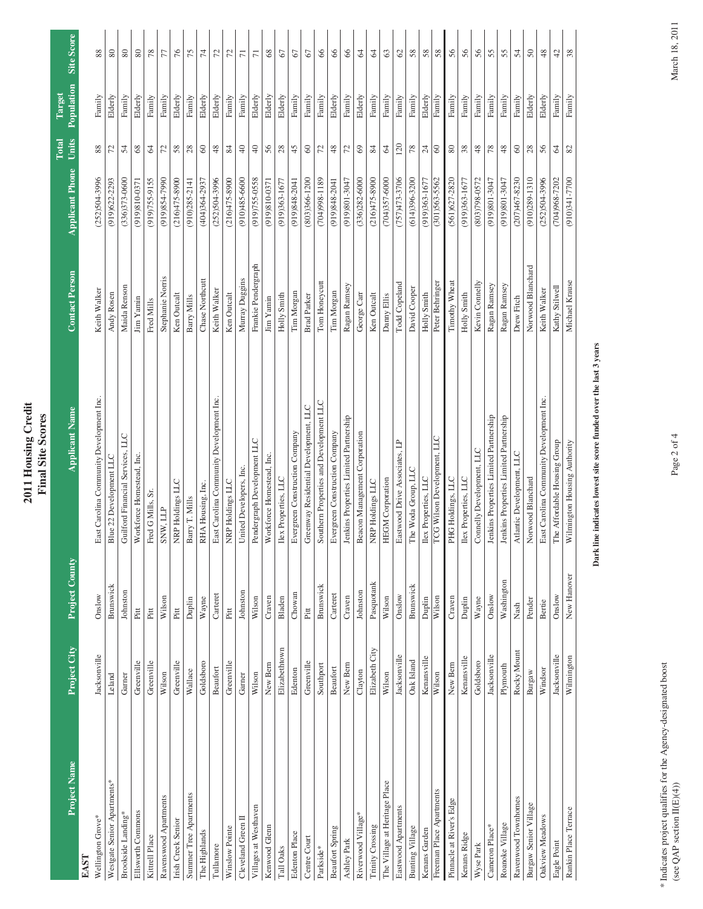# 2011 Housing Credit
## Final Site Scores

| Project Name | Project City | Project County | Applicant Name | Contact Person | Applicant Phone | Total Units | Target Population | Site Score |
|---|---|---|---|---|---|---|---|---|
| **EAST** | | | | | | | | |
| Wellington Grove* | Jacksonville | Onslow | East Carolina Community Development Inc. | Keith Walker | (252)504-3996 | 88 | Family | 88 |
| Westgate Senior Apartments* | Leland | Brunswick | Blue 22 Development LLC | Andy Rosen | (919)622-2293 | 72 | Elderly | 80 |
| Brookside Landing* | Garner | Johnston | Guilford Financial Services, LLC | Maida Renson | (336)373-0600 | 54 | Family | 80 |
| Ellsworth Commons | Greenville | Pitt | Workforce Homestead, Inc. | Jim Yamin | (919)810-0371 | 68 | Elderly | 80 |
| Kittrell Place | Greenville | Pitt | Fred G Mills, Sr. | Fred Mills | (919)755-9155 | 64 | Family | 78 |
| Ravenswood Apartments | Wilson | Wilson | SNW, LLP | Stephanie Norris | (919)854-7990 | 72 | Family | 77 |
| Irish Creek Senior | Greenville | Pitt | NRP Holdings LLC | Ken Outcalt | (216)475-8900 | 58 | Elderly | 76 |
| Summer Tree Apartments | Wallace | Duplin | Barry T. Mills | Barry Mills | (910)285-2141 | 28 | Family | 75 |
| The Highlands | Goldsboro | Wayne | RHA Housing, Inc. | Chase Northcutt | (404)364-2937 | 60 | Elderly | 74 |
| Tullamore | Beaufort | Carteret | East Carolina Community Development Inc. | Keith Walker | (252)504-3996 | 48 | Elderly | 72 |
| Winslow Pointe | Greenville | Pitt | NRP Holdings LLC | Ken Outcalt | (216)475-8900 | 84 | Family | 72 |
| Cleveland Green II | Garner | Johnston | United Developers, Inc. | Murray Duggins | (910)485-6600 | 40 | Family | 71 |
| Villages at Westhaven | Wilson | Wilson | Pendergraph Development LLC | Frankie Pendergraph | (919)755-0558 | 40 | Elderly | 71 |
| Kenwood Glenn | New Bern | Craven | Workforce Homestead, Inc. | Jim Yamin | (919)810-0371 | 56 | Elderly | 68 |
| Tall Oaks | Elizabethtown | Bladen | Ilex Properties, LLC | Holly Smith | (919)363-1677 | 28 | Elderly | 67 |
| Edenton Place | Edenton | Chowan | Evergreen Construction Company | Tim Morgan | (919)848-2041 | 45 | Family | 67 |
| Centre Court | Greenville | Pitt | Greenway Residential Development, LLC | Brad Parker | (803)366-1200 | 60 | Family | 67 |
| Parkside* | Southport | Brunswick | Southern Properties and Development LLC | Tom Honeycutt | (704)998-1189 | 72 | Family | 66 |
| Beaufort Spring | Beaufort | Carteret | Evergreen Construction Company | Tim Morgan | (919)848-2041 | 48 | Elderly | 66 |
| Ashley Park | New Bern | Craven | Jenkins Properties Limited Partnership | Ragan Ramsey | (919)801-3047 | 72 | Family | 66 |
| Riverwood Village* | Clayton | Johnston | Beacon Management Corporation | George Carr | (336)282-6000 | 69 | Elderly | 64 |
| Trinity Crossing | Elizabeth City | Pasquotank | NRP Holdings LLC | Ken Outcalt | (216)475-8900 | 84 | Family | 64 |
| The Village at Heritage Place | Wilson | Wilson | HEGM Corporation | Danny Ellis | (704)357-6000 | 64 | Family | 63 |
| Eastwood Apartments | Jacksonville | Onslow | Eastwood Drive Associates, LP | Todd Copeland | (757)473-3706 | 120 | Family | 62 |
| Bunting Village | Oak Island | Brunswick | The Woda Group, LLC | David Cooper | (614)396-3200 | 78 | Family | 58 |
| Kenans Garden | Kenansville | Duplin | Ilex Properties, LLC | Holly Smith | (919)363-1677 | 24 | Elderly | 58 |
| Freeman Place Apartments | Wilson | Wilson | TCG Wilson Development, LLC | Peter Behringer | (301)563-5562 | 60 | Family | 58 |
| Pinnacle at River's Edge | New Bern | Craven | PHG Holdings, LLC | Timothy Wheat | (561)627-2820 | 80 | Family | 56 |
| Kenans Ridge | Kenansville | Duplin | Ilex Properties, LLC | Holly Smith | (919)363-1677 | 38 | Family | 56 |
| Wyse Park | Goldsboro | Wayne | Connelly Development, LLC | Kevin Connelly | (803)798-0572 | 48 | Family | 56 |
| Cameron Place* | Jacksonville | Onslow | Jenkins Properties Limited Partnership | Ragan Ramsey | (919)801-3047 | 78 | Family | 55 |
| Roanoke Village | Plymouth | Washington | Jenkins Properties Limited Partnership | Ragan Ramsey | (919)801-3047 | 48 | Family | 55 |
| Ravenwood Townhomes | Rocky Mount | Nash | Atlantic Development, LLC | Drew Fitch | (207)467-8230 | 60 | Family | 54 |
| Burgaw Senior Village | Burgaw | Pender | Norwood Blanchard | Norwood Blanchard | (910)289-1310 | 28 | Elderly | 50 |
| Oakview Meadows | Windsor | Bertie | East Carolina Community Development Inc. | Keith Walker | (252)504-3996 | 56 | Elderly | 48 |
| Eagle Point | Jacksonville | Onslow | The Affordable Housing Group | Kathy Stilwell | (704)968-7202 | 64 | Family | 42 |
| Rankin Place Terrace | Wilmington | New Hanover | Wilmington Housing Authority | Michael Krause | (910)341-7700 | 82 | Family | 38 |

**Dark line indicates lowest site score funded over the last 3 years**

\* Indicates project qualifies for the Agency-designated boost
(see QAP section II(E)(4))

March 18, 2011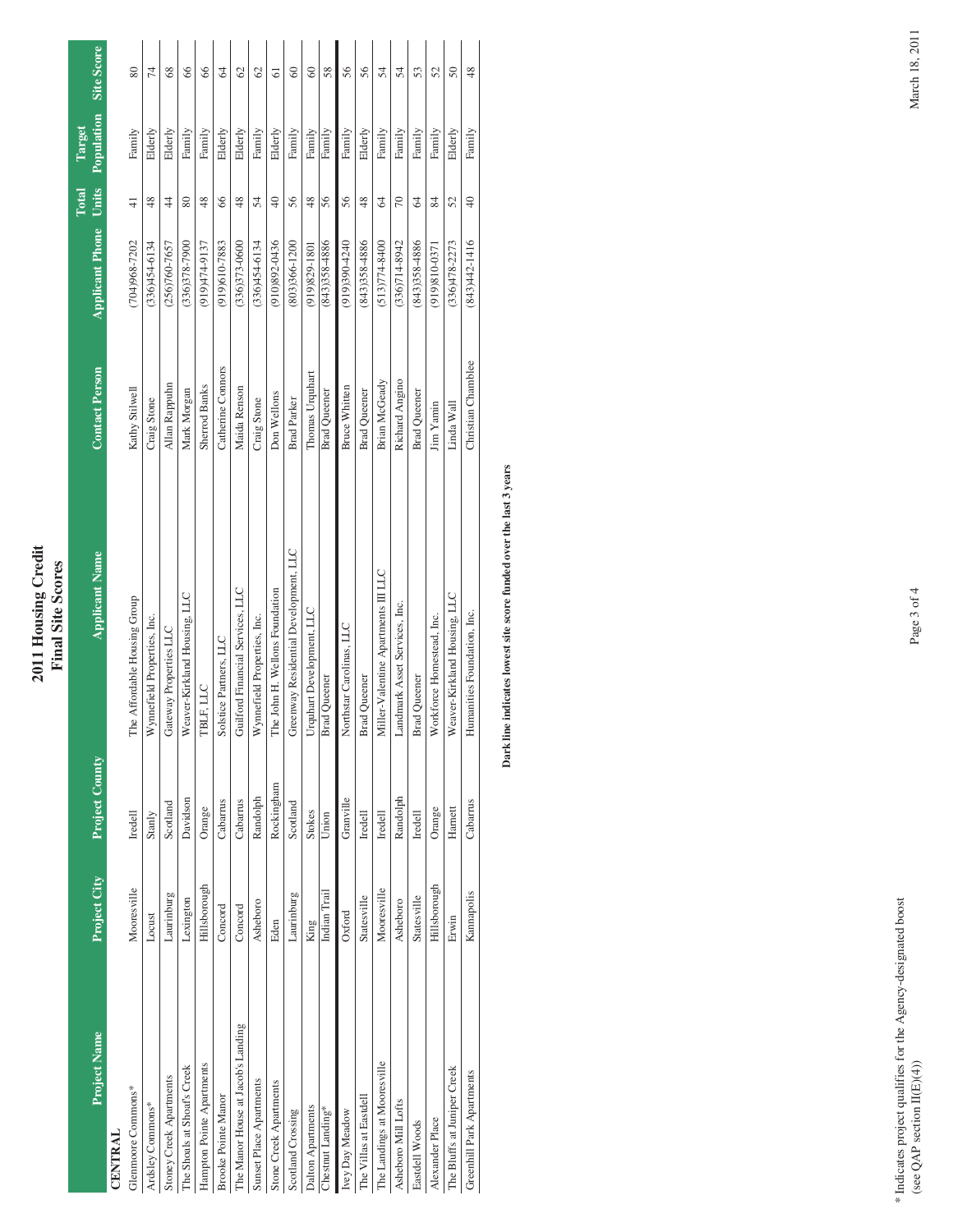# 2011 Housing Credit
## Final Site Scores

| Project Name | Project City | Project County | Applicant Name | Contact Person | Applicant Phone | Total Units | Target Population | Site Score |
|---|---|---|---|---|---|---|---|---|
| **CENTRAL** | | | | | | | | |
| Glenmoore Commons* | Mooresville | Iredell | The Affordable Housing Group | Kathy Stilwell | (704)968-7202 | 41 | Family | 80 |
| Ardsley Commons* | Locust | Stanly | Wynnefield Properties, Inc. | Craig Stone | (336)454-6134 | 48 | Elderly | 74 |
| Stoney Creek Apartments | Laurinburg | Scotland | Gateway Properties LLC | Allan Rappuhn | (256)760-7657 | 44 | Elderly | 68 |
| The Shoals at Shoaf's Creek | Lexington | Davidson | Weaver-Kirkland Housing, LLC | Mark Morgan | (336)378-7900 | 80 | Family | 66 |
| Hampton Pointe Apartments | Hillsborough | Orange | TBLF, LLC | Sherrod Banks | (919)474-9137 | 48 | Family | 66 |
| Brooke Pointe Manor | Concord | Cabarrus | Solstice Partners, LLC | Catherine Connors | (919)610-7883 | 66 | Elderly | 64 |
| The Manor House at Jacob's Landing | Concord | Cabarrus | Guilford Financial Services, LLC | Maida Renson | (336)373-0600 | 48 | Elderly | 62 |
| Sunset Place Apartments | Asheboro | Randolph | Wynnefield Properties, Inc. | Craig Stone | (336)454-6134 | 54 | Family | 62 |
| Stone Creek Apartments | Eden | Rockingham | The John H. Wellons Foundation | Don Wellons | (910)892-0436 | 40 | Elderly | 61 |
| Scotland Crossing | Laurinburg | Scotland | Greenway Residential Development, LLC | Brad Parker | (803)366-1200 | 56 | Family | 60 |
| Dalton Apartments | King | Stokes | Urquhart Development, LLC | Thomas Urquhart | (919)829-1801 | 48 | Family | 60 |
| Chestnut Landing* | Indian Trail | Union | Brad Queener | Brad Queener | (843)358-4886 | 56 | Family | 58 |
| Ivey Day Meadow | Oxford | Granville | Northstar Carolinas, LLC | Bruce Whitten | (919)390-4240 | 56 | Family | 56 |
| The Villas at Eastdell | Statesville | Iredell | Brad Queener | Brad Queener | (843)358-4886 | 48 | Elderly | 56 |
| The Landings at Mooresville | Mooresville | Iredell | Miller-Valentine Apartments III LLC | Brian McGeady | (513)774-8400 | 64 | Family | 54 |
| Asheboro Mill Lofts | Asheboro | Randolph | Landmark Asset Services, Inc. | Richard Angino | (336)714-8942 | 70 | Family | 54 |
| Eastdell Woods | Statesville | Iredell | Brad Queener | Brad Queener | (843)358-4886 | 64 | Family | 53 |
| Alexander Place | Hillsborough | Orange | Workforce Homestead, Inc. | Jim Yamin | (919)810-0371 | 84 | Family | 52 |
| The Bluffs at Juniper Creek | Erwin | Harnett | Weaver-Kirkland Housing, LLC | Linda Wall | (336)478-2273 | 52 | Elderly | 50 |
| Greenhill Park Apartments | Kannapolis | Cabarrus | Humanities Foundation, Inc. | Christian Chamblee | (843)442-1416 | 40 | Family | 48 |

**Dark line indicates lowest site score funded over the last 3 years**

\* Indicates project qualifies for the Agency-designated boost (see QAP section II(E)(4))

March 18, 2011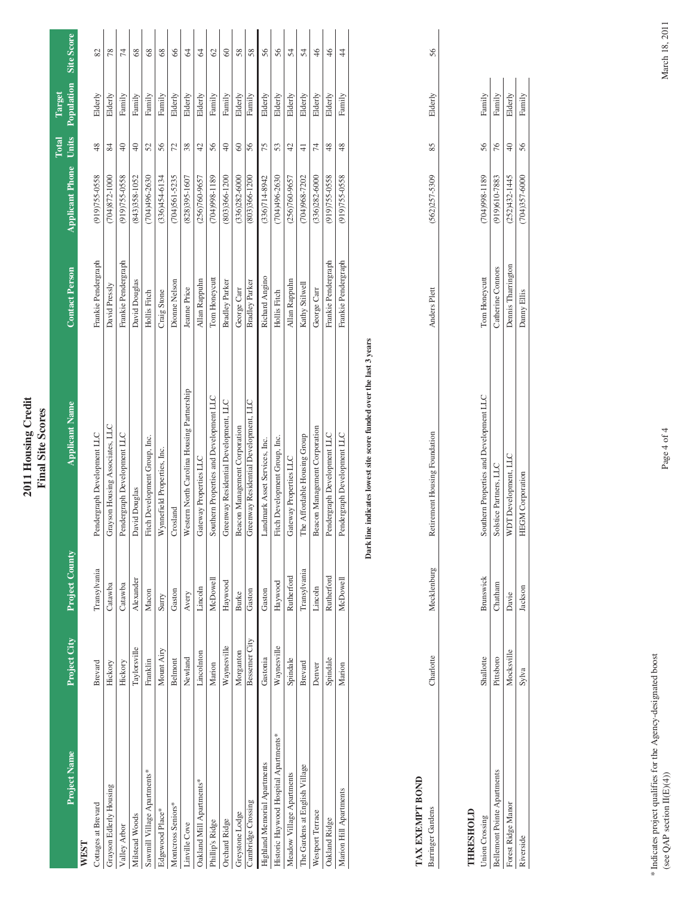# 2011 Housing Credit
## Final Site Scores

| Project Name | Project City | Project County | Applicant Name | Contact Person | Applicant Phone | Total Units | Target Population | Site Score |
|---|---|---|---|---|---|---|---|---|
| **WEST** | | | | | | | | |
| Cottages at Brevard | Brevard | Transylvania | Pendergraph Development LLC | Frankie Pendergraph | (919)755-0558 | 48 | Elderly | 82 |
| Grayson Edlerly Housing | Hickory | Catawba | Grayson Housing Associates, LLC | David Pressly | (704)872-1000 | 84 | Elderly | 78 |
| Valley Arbor | Hickory | Catawba | Pendergraph Development LLC | Frankie Pendergraph | (919)755-0558 | 40 | Family | 74 |
| Milstead Woods | Taylorsville | Alexander | David Douglas | David Douglas | (843)358-1052 | 40 | Family | 68 |
| Sawmill Village Apartments* | Franklin | Macon | Fitch Development Group, Inc. | Hollis Fitch | (704)496-2630 | 52 | Family | 68 |
| Edgewood Place* | Mount Airy | Surry | Wynnefield Properties, Inc. | Craig Stone | (336)454-6134 | 56 | Family | 68 |
| Montcross Seniors* | Belmont | Gaston | Crosland | Dionne Nelson | (704)561-5235 | 72 | Elderly | 66 |
| Linville Cove | Newland | Avery | Western North Carolina Housing Partnership | Jeanne Price | (828)395-1607 | 38 | Elderly | 64 |
| Oakland Mill Apartments* | Lincolnton | Lincoln | Gateway Properties LLC | Allan Rappuhn | (256)760-9657 | 42 | Elderly | 64 |
| Phillip's Ridge | Marion | McDowell | Southern Properties and Development LLC | Tom Honeycutt | (704)998-1189 | 56 | Family | 62 |
| Orchard Ridge | Waynesville | Haywood | Greenway Residential Development, LLC | Bradley Parker | (803)366-1200 | 40 | Family | 60 |
| Greystone Lodge | Morganton | Burke | Beacon Management Corporation | George Carr | (336)282-6000 | 60 | Elderly | 58 |
| Cambridge Crossing | Bessemer City | Gaston | Greenway Residential Development, LLC | Bradley Parker | (803)366-1200 | 56 | Family | 58 |
| Highland Memorial Apartments | Gastonia | Gaston | Landmark Asset Services, Inc. | Richard Angino | (336)714-8942 | 75 | Elderly | 56 |
| Historic Haywood Hospital Apartments* | Waynesville | Haywood | Fitch Development Group, Inc. | Hollis Fitch | (704)496-2630 | 53 | Elderly | 56 |
| Meadow Village Apartments | Spindale | Rutherford | Gateway Properties LLC | Allan Rappuhn | (256)760-9657 | 42 | Elderly | 54 |
| The Gardens at English Village | Brevard | Transylvania | The Affordable Housing Group | Kathy Stilwell | (704)968-7202 | 41 | Elderly | 54 |
| Westport Terrace | Denver | Lincoln | Beacon Management Corporation | George Carr | (336)282-6000 | 74 | Elderly | 46 |
| Oakland Ridge | Spindale | Rutherford | Pendergraph Development LLC | Frankie Pendergraph | (919)755-0558 | 48 | Elderly | 46 |
| Marion Hill Apartments | Marion | McDowell | Pendergraph Development LLC | Frankie Pendergraph | (919)755-0558 | 48 | Family | 44 |

**Dark line indicates lowest site score funded over the last 3 years**

| Project Name | Project City | Project County | Applicant Name | Contact Person | Applicant Phone | Total Units | Target Population | Site Score |
|---|---|---|---|---|---|---|---|---|
| **TAX EXEMPT BOND** | | | | | | | | |
| Barringer Gardens | Charlotte | Mecklenburg | Retirement Housing Foundation | Anders Plett | (562)257-5309 | 85 | Elderly | 56 |
| **THRESHOLD** | | | | | | | | |
| Union Crossing | Shallotte | Brunswick | Southern Properties and Development LLC | Tom Honeycutt | (704)998-1189 | 56 | Family | |
| Bellemont Pointe Apartments | Pittsboro | Chatham | Solstice Partners, LLC | Catherine Connors | (919)610-7883 | 76 | Family | |
| Forest Ridge Manor | Mocksville | Davie | WDT Development, LLC | Dennis Tharrington | (252)432-1445 | 40 | Elderly | |
| Riverside | Sylva | Jackson | HEGM Corporation | Danny Ellis | (704)357-6000 | 56 | Family | |

\* Indicates project qualifies for the Agency-designated boost (see QAP section II(E)(4))

March 18, 2011